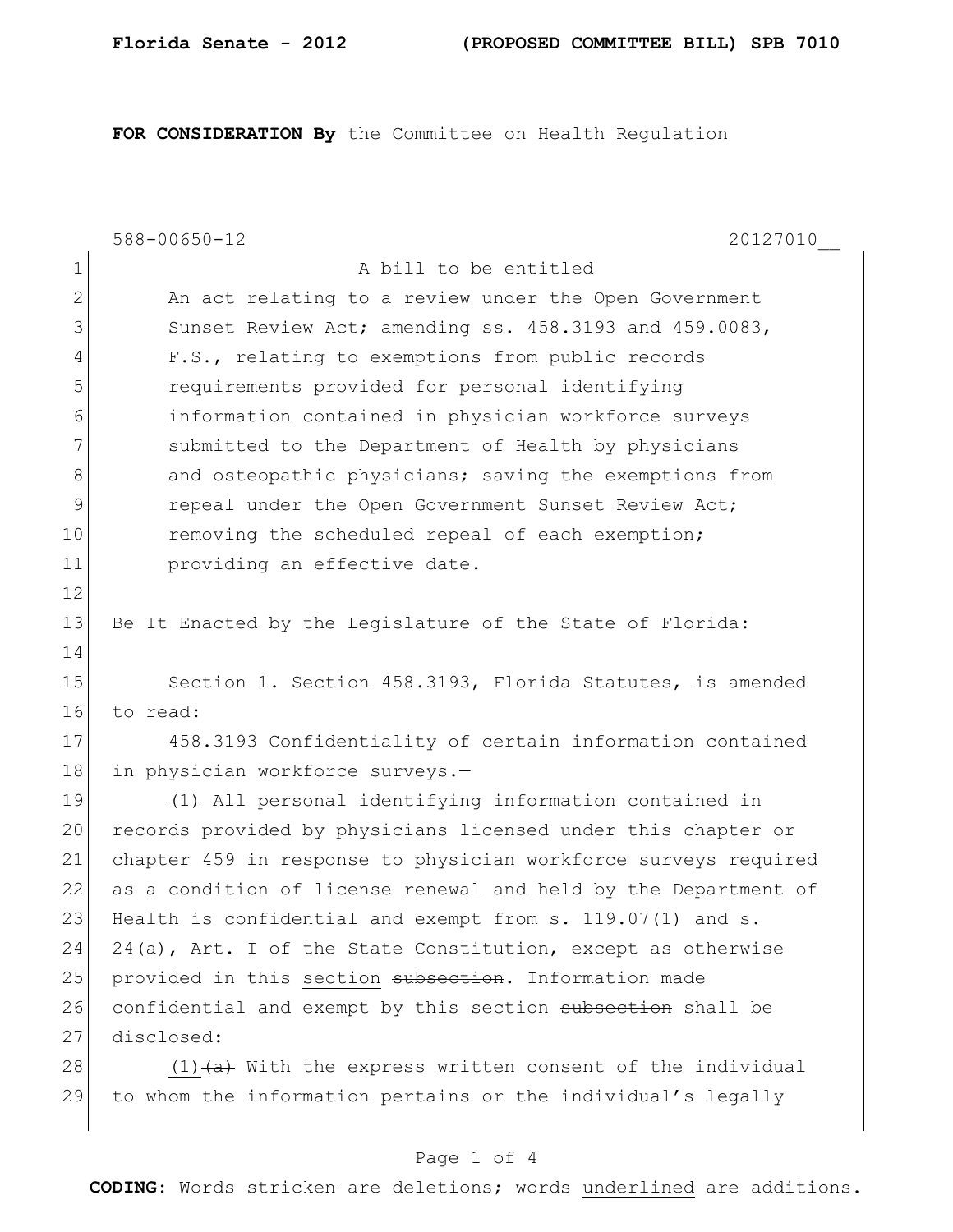**FOR CONSIDERATION By** the Committee on Health Regulation

588-00650-12 20127010__

A bill to be entitled

An act relating to a review under the Open Government Sunset Review Act; amending ss. 458.3193 and 459.0083, F.S., relating to exemptions from public records requirements provided for personal identifying information contained in physician workforce surveys submitted to the Department of Health by physicians and osteopathic physicians; saving the exemptions from repeal under the Open Government Sunset Review Act; removing the scheduled repeal of each exemption; providing an effective date.

Be It Enacted by the Legislature of the State of Florida:

Section 1. Section 458.3193, Florida Statutes, is amended to read:

458.3193 Confidentiality of certain information contained in physician workforce surveys.—

~~(1)~~ All personal identifying information contained in records provided by physicians licensed under this chapter or chapter 459 in response to physician workforce surveys required as a condition of license renewal and held by the Department of Health is confidential and exempt from s. 119.07(1) and s. 24(a), Art. I of the State Constitution, except as otherwise provided in this <u>section</u> ~~subsection~~. Information made confidential and exempt by this <u>section</u> ~~subsection~~ shall be disclosed:

<u>(1)</u>~~(a)~~ With the express written consent of the individual to whom the information pertains or the individual's legally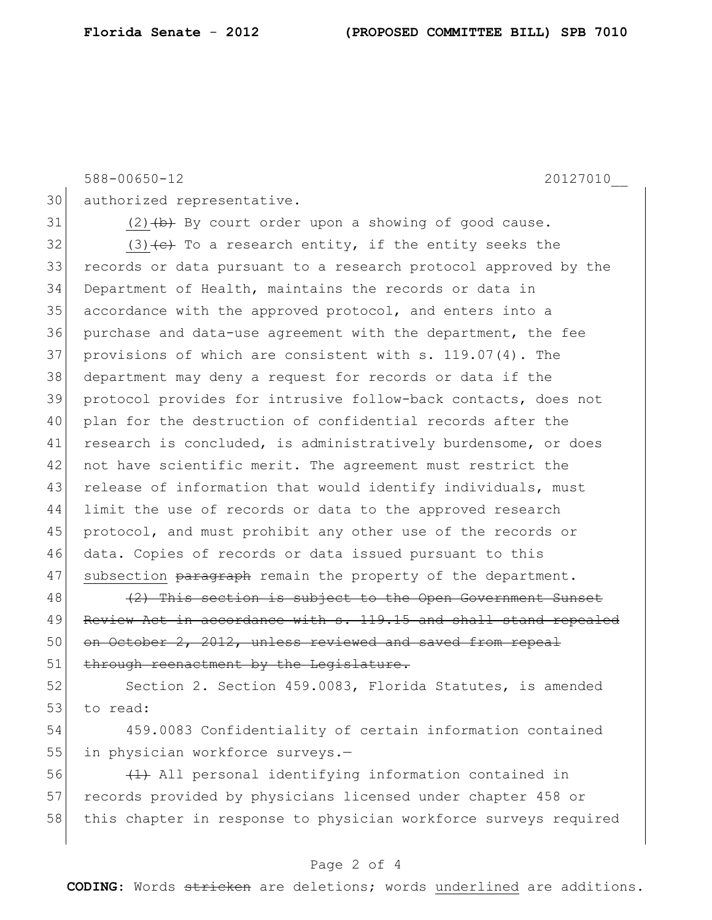authorized representative.

(2) ~~(b)~~ By court order upon a showing of good cause.

(3) ~~(c)~~ To a research entity, if the entity seeks the records or data pursuant to a research protocol approved by the Department of Health, maintains the records or data in accordance with the approved protocol, and enters into a purchase and data-use agreement with the department, the fee provisions of which are consistent with s. 119.07(4). The department may deny a request for records or data if the protocol provides for intrusive follow-back contacts, does not plan for the destruction of confidential records after the research is concluded, is administratively burdensome, or does not have scientific merit. The agreement must restrict the release of information that would identify individuals, must limit the use of records or data to the approved research protocol, and must prohibit any other use of the records or data. Copies of records or data issued pursuant to this <u>subsection</u> ~~paragraph~~ remain the property of the department.

~~(2) This section is subject to the Open Government Sunset Review Act in accordance with s. 119.15 and shall stand repealed on October 2, 2012, unless reviewed and saved from repeal through reenactment by the Legislature.~~

Section 2. Section 459.0083, Florida Statutes, is amended to read:

459.0083 Confidentiality of certain information contained in physician workforce surveys.—

~~(1)~~ All personal identifying information contained in records provided by physicians licensed under chapter 458 or this chapter in response to physician workforce surveys required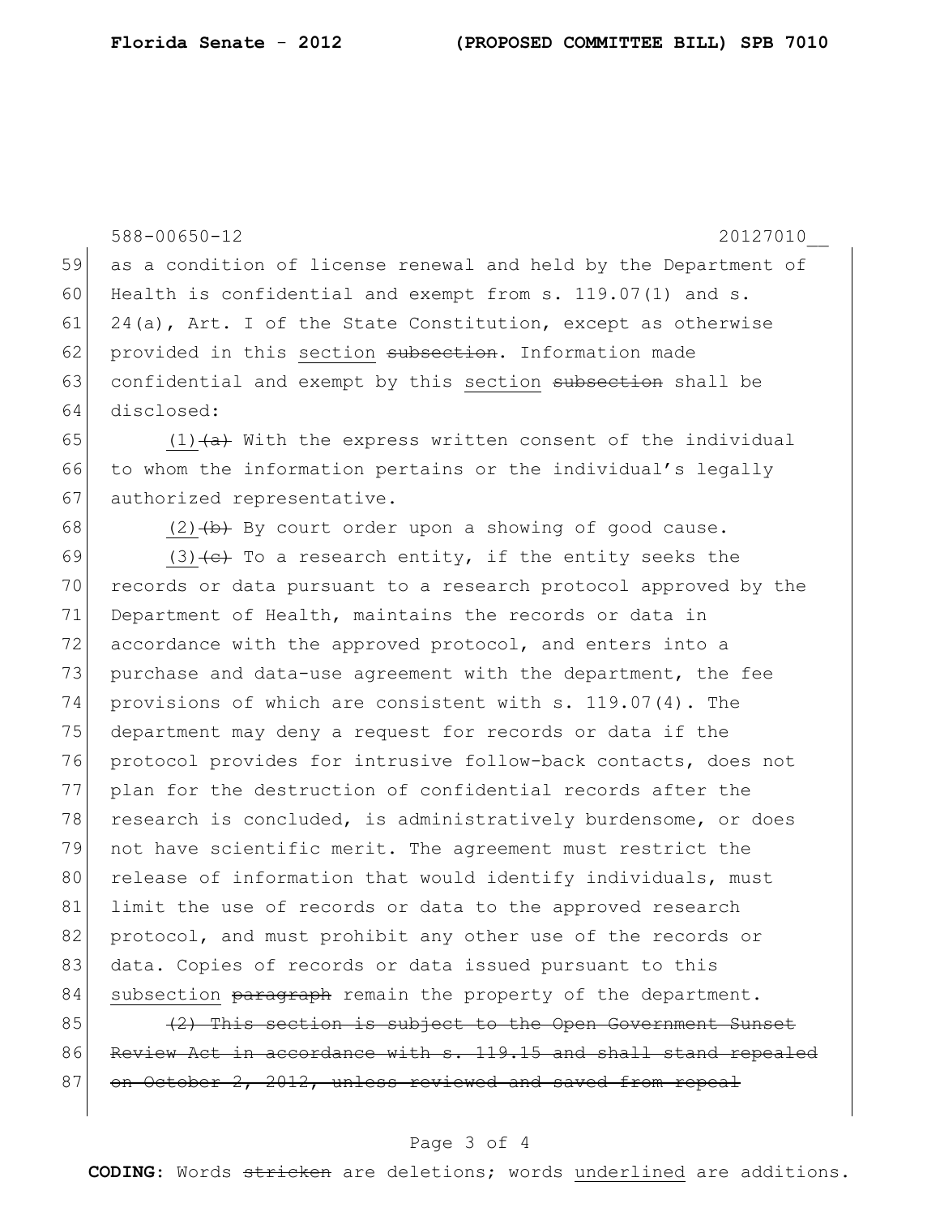588-00650-12 20127010__

59 as a condition of license renewal and held by the Department of
60 Health is confidential and exempt from s. 119.07(1) and s.
61 24(a), Art. I of the State Constitution, except as otherwise
62 provided in this section ~~subsection~~. Information made
63 confidential and exempt by this section ~~subsection~~ shall be
64 disclosed:

65 (1)~~(a)~~ With the express written consent of the individual
66 to whom the information pertains or the individual's legally
67 authorized representative.

68 (2)~~(b)~~ By court order upon a showing of good cause.

69 (3)~~(c)~~ To a research entity, if the entity seeks the
70 records or data pursuant to a research protocol approved by the
71 Department of Health, maintains the records or data in
72 accordance with the approved protocol, and enters into a
73 purchase and data-use agreement with the department, the fee
74 provisions of which are consistent with s. 119.07(4). The
75 department may deny a request for records or data if the
76 protocol provides for intrusive follow-back contacts, does not
77 plan for the destruction of confidential records after the
78 research is concluded, is administratively burdensome, or does
79 not have scientific merit. The agreement must restrict the
80 release of information that would identify individuals, must
81 limit the use of records or data to the approved research
82 protocol, and must prohibit any other use of the records or
83 data. Copies of records or data issued pursuant to this
84 subsection ~~paragraph~~ remain the property of the department.

85 ~~(2) This section is subject to the Open Government Sunset~~
86 ~~Review Act in accordance with s. 119.15 and shall stand repealed~~
87 ~~on October 2, 2012, unless reviewed and saved from repeal~~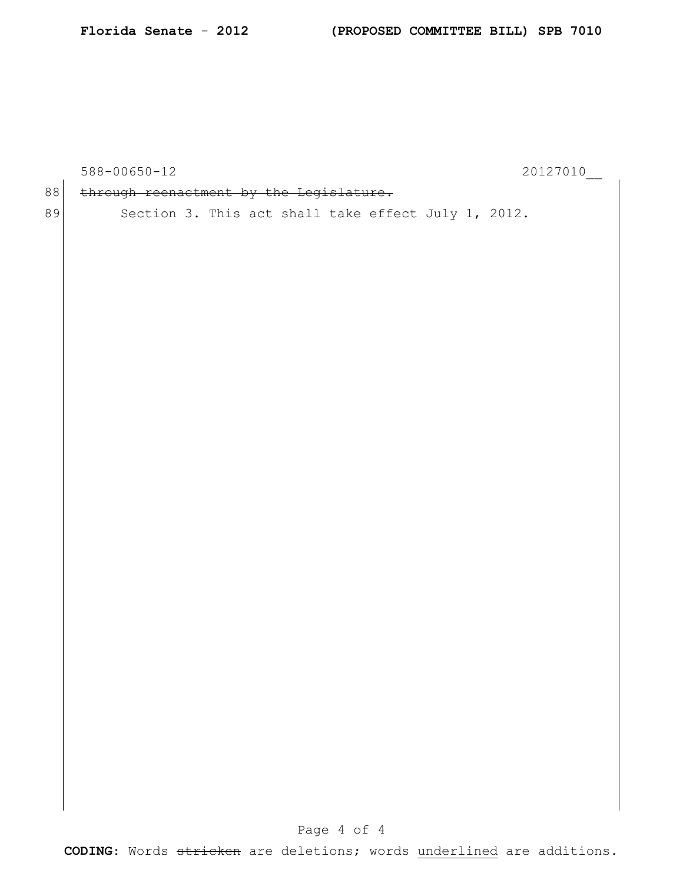588-00650-12 20127010__

88 ~~through reenactment by the Legislature.~~

89 Section 3. This act shall take effect July 1, 2012.

**CODING:** Words ~~stricken~~ are deletions; words <u>underlined</u> are additions.